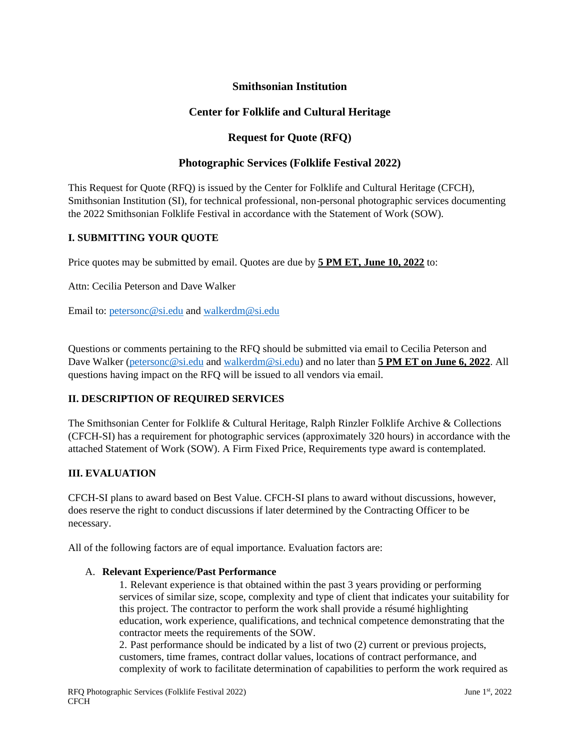# Smithsonian Institution

## Center for Folklife and Cultural Heritage

## Request for Quote (RFQ)

## Photographic Services (Folklife Festival 2022)

This Request for Quote (RFQ) is issued by the Center for Folklife and Cultural Heritage (CFCH), Smithsonian Institution (SI), for technical professional, non-personal photographic services documenting the 2022 Smithsonian Folklife Festival in accordance with the Statement of Work (SOW).

### I. SUBMITTING YOUR QUOTE

Price quotes may be submitted by email. Quotes are due by **5 PM ET, June 10, 2022** to:

Attn: Cecilia Peterson and Dave Walker

Email to: petersonc@si.edu and walkerdm@si.edu

Questions or comments pertaining to the RFQ should be submitted via email to Cecilia Peterson and Dave Walker (petersonc@si.edu and walkerdm@si.edu) and no later than **5 PM ET on June 6, 2022**. All questions having impact on the RFQ will be issued to all vendors via email.

### II. DESCRIPTION OF REQUIRED SERVICES

The Smithsonian Center for Folklife & Cultural Heritage, Ralph Rinzler Folklife Archive & Collections (CFCH-SI) has a requirement for photographic services (approximately 320 hours) in accordance with the attached Statement of Work (SOW). A Firm Fixed Price, Requirements type award is contemplated.

### III. EVALUATION

CFCH-SI plans to award based on Best Value. CFCH-SI plans to award without discussions, however, does reserve the right to conduct discussions if later determined by the Contracting Officer to be necessary.

All of the following factors are of equal importance. Evaluation factors are:

A. **Relevant Experience/Past Performance**

1. Relevant experience is that obtained within the past 3 years providing or performing services of similar size, scope, complexity and type of client that indicates your suitability for this project. The contractor to perform the work shall provide a résumé highlighting education, work experience, qualifications, and technical competence demonstrating that the contractor meets the requirements of the SOW.

2. Past performance should be indicated by a list of two (2) current or previous projects, customers, time frames, contract dollar values, locations of contract performance, and complexity of work to facilitate determination of capabilities to perform the work required as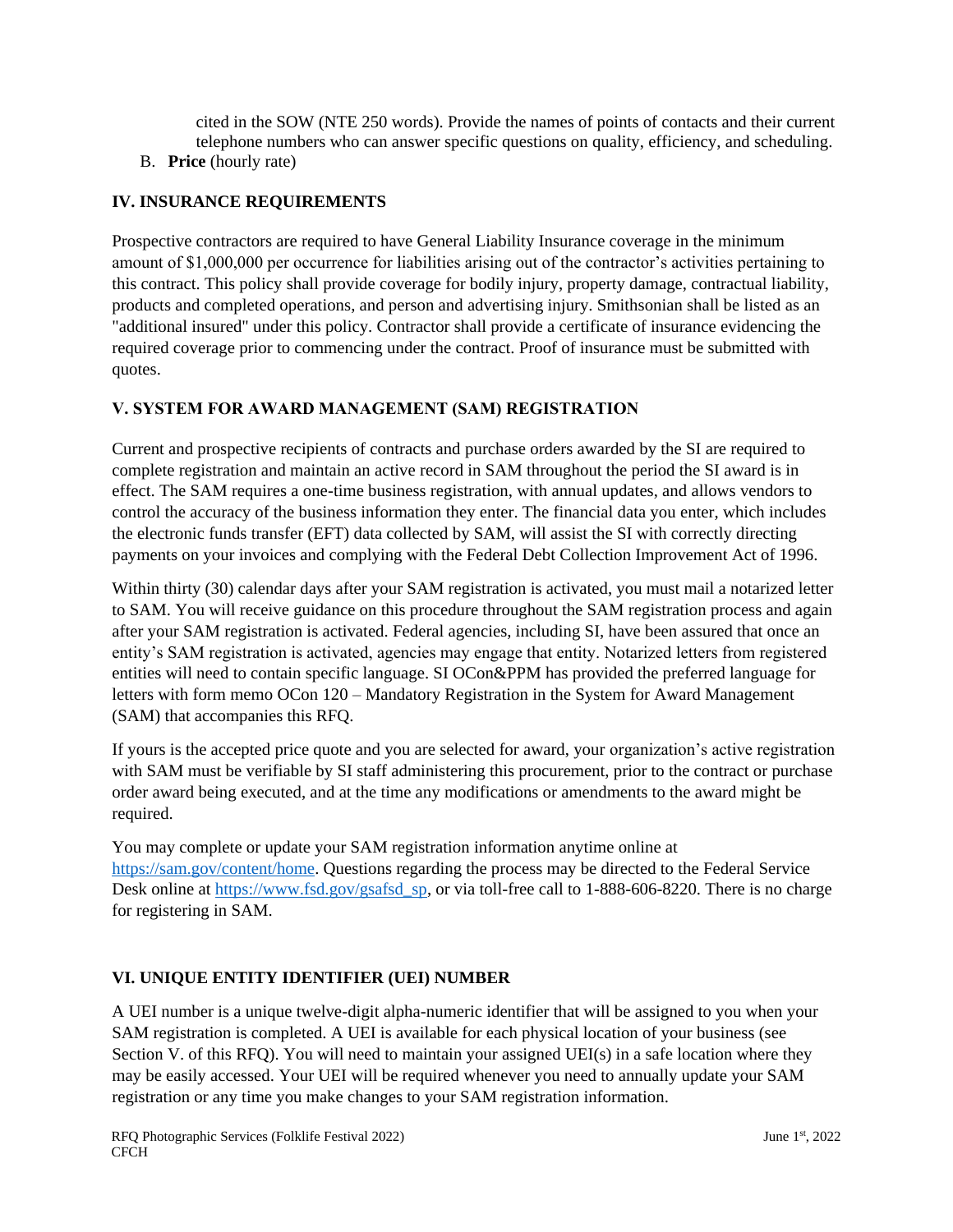cited in the SOW (NTE 250 words). Provide the names of points of contacts and their current telephone numbers who can answer specific questions on quality, efficiency, and scheduling.

B. **Price** (hourly rate)

## IV. INSURANCE REQUIREMENTS

Prospective contractors are required to have General Liability Insurance coverage in the minimum amount of $1,000,000 per occurrence for liabilities arising out of the contractor's activities pertaining to this contract. This policy shall provide coverage for bodily injury, property damage, contractual liability, products and completed operations, and person and advertising injury. Smithsonian shall be listed as an "additional insured" under this policy. Contractor shall provide a certificate of insurance evidencing the required coverage prior to commencing under the contract. Proof of insurance must be submitted with quotes.

## V. SYSTEM FOR AWARD MANAGEMENT (SAM) REGISTRATION

Current and prospective recipients of contracts and purchase orders awarded by the SI are required to complete registration and maintain an active record in SAM throughout the period the SI award is in effect. The SAM requires a one-time business registration, with annual updates, and allows vendors to control the accuracy of the business information they enter. The financial data you enter, which includes the electronic funds transfer (EFT) data collected by SAM, will assist the SI with correctly directing payments on your invoices and complying with the Federal Debt Collection Improvement Act of 1996.

Within thirty (30) calendar days after your SAM registration is activated, you must mail a notarized letter to SAM. You will receive guidance on this procedure throughout the SAM registration process and again after your SAM registration is activated. Federal agencies, including SI, have been assured that once an entity's SAM registration is activated, agencies may engage that entity. Notarized letters from registered entities will need to contain specific language. SI OCon&PPM has provided the preferred language for letters with form memo OCon 120 – Mandatory Registration in the System for Award Management (SAM) that accompanies this RFQ.

If yours is the accepted price quote and you are selected for award, your organization's active registration with SAM must be verifiable by SI staff administering this procurement, prior to the contract or purchase order award being executed, and at the time any modifications or amendments to the award might be required.

You may complete or update your SAM registration information anytime online at https://sam.gov/content/home. Questions regarding the process may be directed to the Federal Service Desk online at https://www.fsd.gov/gsafsd_sp, or via toll-free call to 1-888-606-8220. There is no charge for registering in SAM.

## VI. UNIQUE ENTITY IDENTIFIER (UEI) NUMBER

A UEI number is a unique twelve-digit alpha-numeric identifier that will be assigned to you when your SAM registration is completed. A UEI is available for each physical location of your business (see Section V. of this RFQ). You will need to maintain your assigned UEI(s) in a safe location where they may be easily accessed. Your UEI will be required whenever you need to annually update your SAM registration or any time you make changes to your SAM registration information.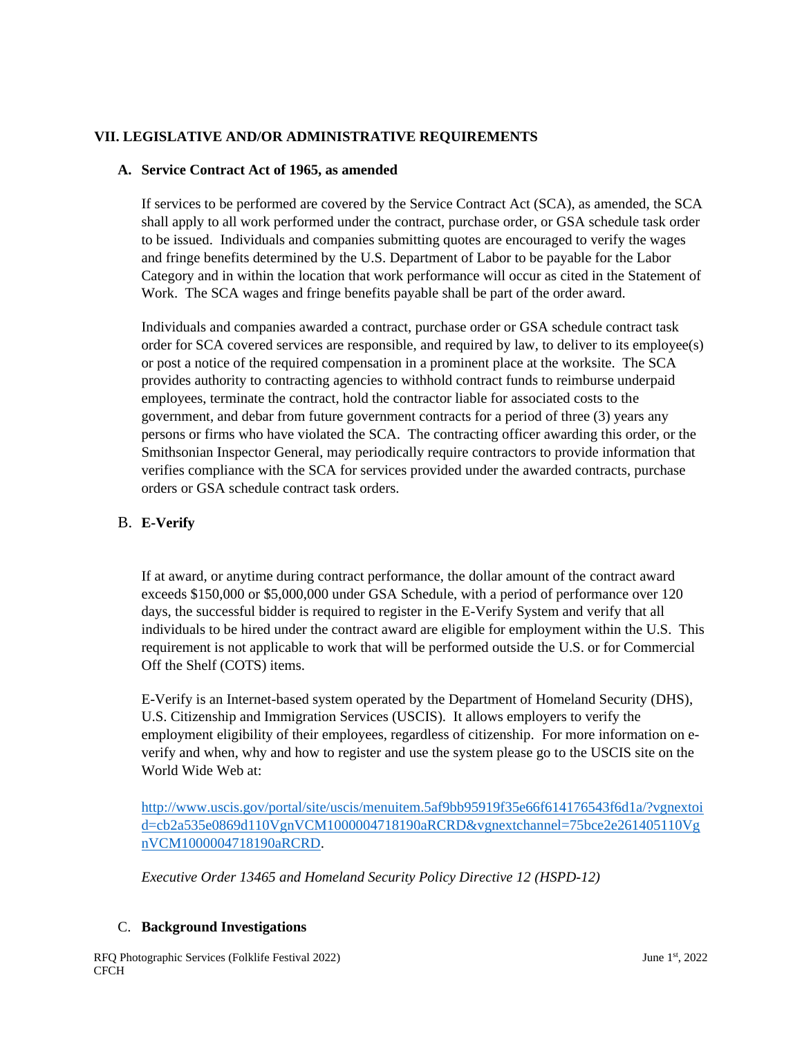## VII. LEGISLATIVE AND/OR ADMINISTRATIVE REQUIREMENTS

### A. Service Contract Act of 1965, as amended

If services to be performed are covered by the Service Contract Act (SCA), as amended, the SCA shall apply to all work performed under the contract, purchase order, or GSA schedule task order to be issued. Individuals and companies submitting quotes are encouraged to verify the wages and fringe benefits determined by the U.S. Department of Labor to be payable for the Labor Category and in within the location that work performance will occur as cited in the Statement of Work. The SCA wages and fringe benefits payable shall be part of the order award.

Individuals and companies awarded a contract, purchase order or GSA schedule contract task order for SCA covered services are responsible, and required by law, to deliver to its employee(s) or post a notice of the required compensation in a prominent place at the worksite. The SCA provides authority to contracting agencies to withhold contract funds to reimburse underpaid employees, terminate the contract, hold the contractor liable for associated costs to the government, and debar from future government contracts for a period of three (3) years any persons or firms who have violated the SCA. The contracting officer awarding this order, or the Smithsonian Inspector General, may periodically require contractors to provide information that verifies compliance with the SCA for services provided under the awarded contracts, purchase orders or GSA schedule contract task orders.

### B. E-Verify

If at award, or anytime during contract performance, the dollar amount of the contract award exceeds $150,000 or $5,000,000 under GSA Schedule, with a period of performance over 120 days, the successful bidder is required to register in the E-Verify System and verify that all individuals to be hired under the contract award are eligible for employment within the U.S. This requirement is not applicable to work that will be performed outside the U.S. or for Commercial Off the Shelf (COTS) items.

E-Verify is an Internet-based system operated by the Department of Homeland Security (DHS), U.S. Citizenship and Immigration Services (USCIS). It allows employers to verify the employment eligibility of their employees, regardless of citizenship. For more information on e-verify and when, why and how to register and use the system please go to the USCIS site on the World Wide Web at:

http://www.uscis.gov/portal/site/uscis/menuitem.5af9bb95919f35e66f614176543f6d1a/?vgnextoid=cb2a535e0869d110VgnVCM1000004718190aRCRD&vgnextchannel=75bce2e261405110VgnVCM1000004718190aRCRD.

*Executive Order 13465 and Homeland Security Policy Directive 12 (HSPD-12)*

### C. Background Investigations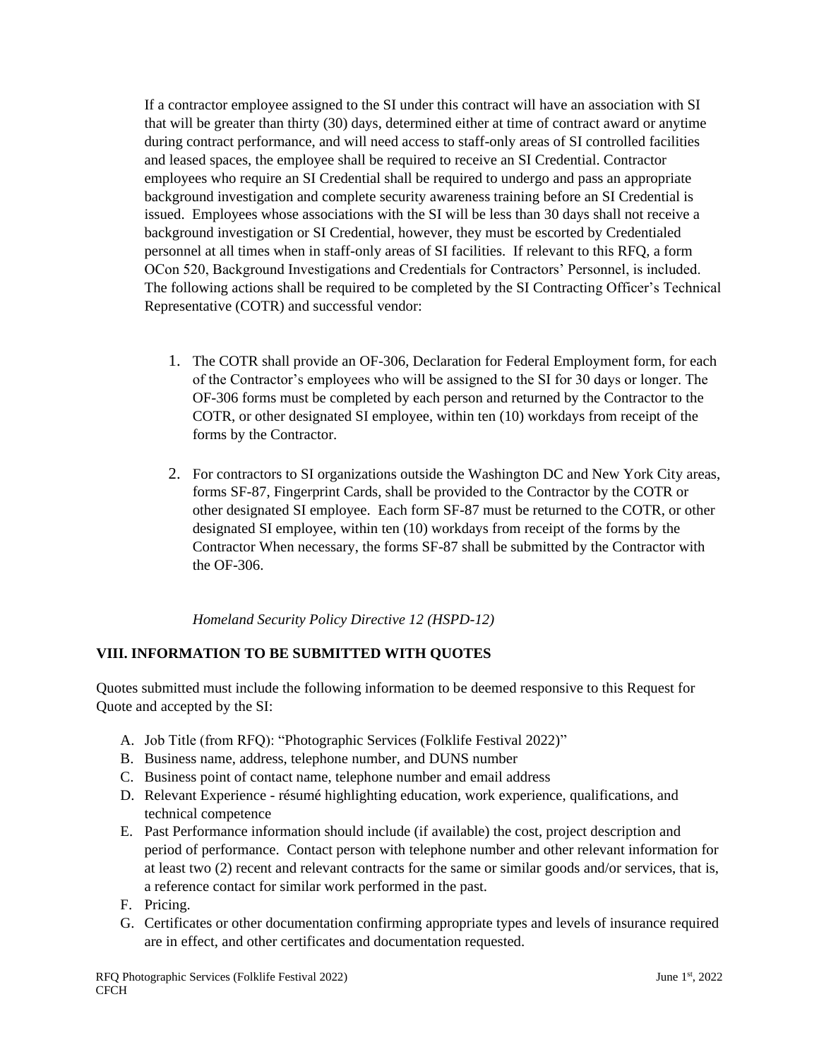If a contractor employee assigned to the SI under this contract will have an association with SI that will be greater than thirty (30) days, determined either at time of contract award or anytime during contract performance, and will need access to staff-only areas of SI controlled facilities and leased spaces, the employee shall be required to receive an SI Credential. Contractor employees who require an SI Credential shall be required to undergo and pass an appropriate background investigation and complete security awareness training before an SI Credential is issued. Employees whose associations with the SI will be less than 30 days shall not receive a background investigation or SI Credential, however, they must be escorted by Credentialed personnel at all times when in staff-only areas of SI facilities. If relevant to this RFQ, a form OCon 520, Background Investigations and Credentials for Contractors' Personnel, is included. The following actions shall be required to be completed by the SI Contracting Officer's Technical Representative (COTR) and successful vendor:

1. The COTR shall provide an OF-306, Declaration for Federal Employment form, for each of the Contractor's employees who will be assigned to the SI for 30 days or longer. The OF-306 forms must be completed by each person and returned by the Contractor to the COTR, or other designated SI employee, within ten (10) workdays from receipt of the forms by the Contractor.

2. For contractors to SI organizations outside the Washington DC and New York City areas, forms SF-87, Fingerprint Cards, shall be provided to the Contractor by the COTR or other designated SI employee. Each form SF-87 must be returned to the COTR, or other designated SI employee, within ten (10) workdays from receipt of the forms by the Contractor When necessary, the forms SF-87 shall be submitted by the Contractor with the OF-306.

*Homeland Security Policy Directive 12 (HSPD-12)*

## VIII. INFORMATION TO BE SUBMITTED WITH QUOTES

Quotes submitted must include the following information to be deemed responsive to this Request for Quote and accepted by the SI:

A. Job Title (from RFQ): "Photographic Services (Folklife Festival 2022)"
B. Business name, address, telephone number, and DUNS number
C. Business point of contact name, telephone number and email address
D. Relevant Experience - résumé highlighting education, work experience, qualifications, and technical competence
E. Past Performance information should include (if available) the cost, project description and period of performance. Contact person with telephone number and other relevant information for at least two (2) recent and relevant contracts for the same or similar goods and/or services, that is, a reference contact for similar work performed in the past.
F. Pricing.
G. Certificates or other documentation confirming appropriate types and levels of insurance required are in effect, and other certificates and documentation requested.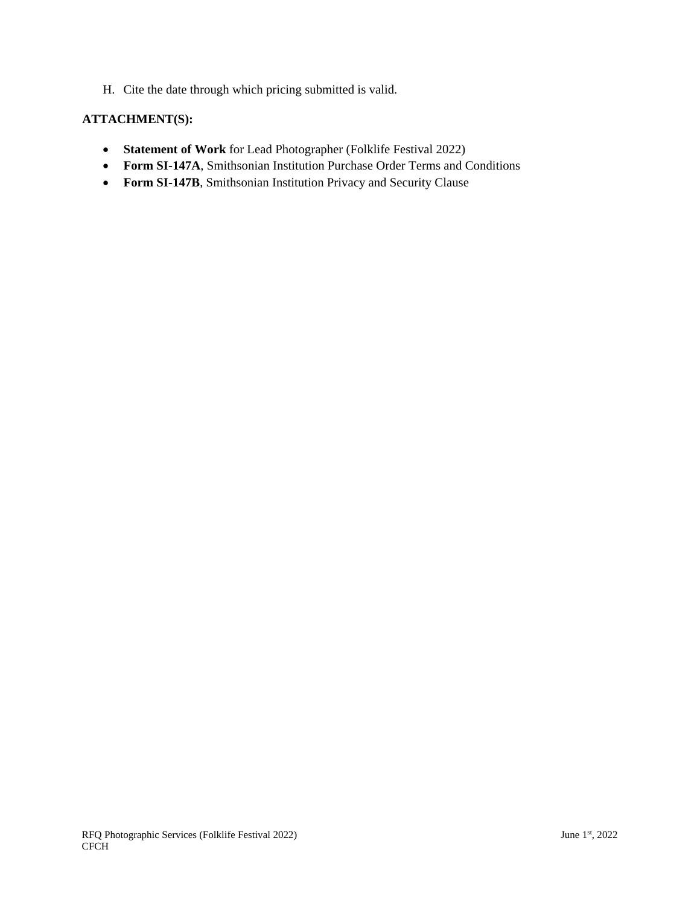H. Cite the date through which pricing submitted is valid.

**ATTACHMENT(S):**

- **Statement of Work** for Lead Photographer (Folklife Festival 2022)
- **Form SI-147A**, Smithsonian Institution Purchase Order Terms and Conditions
- **Form SI-147B**, Smithsonian Institution Privacy and Security Clause